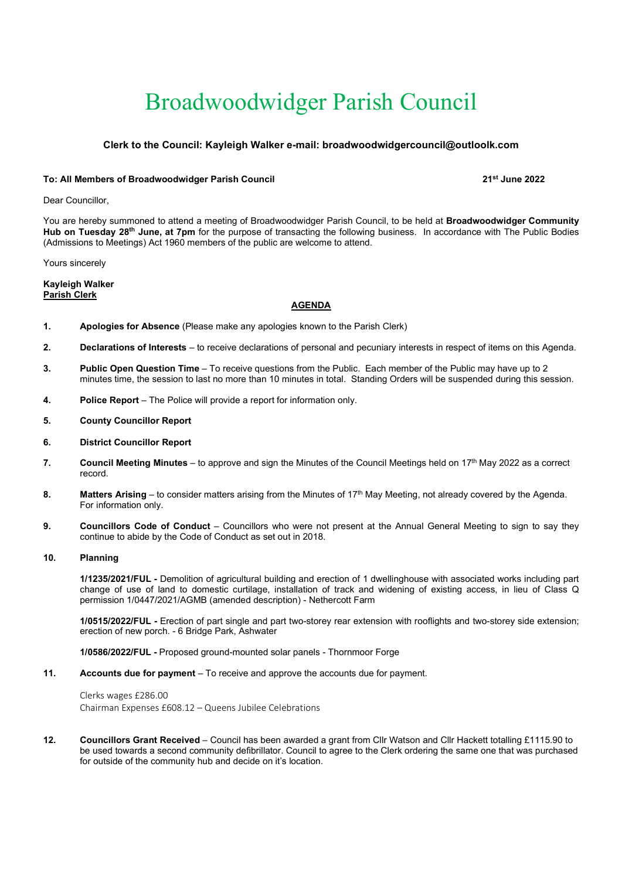# Broadwoodwidger Parish Council

**Clerk to the Council: Kayleigh Walker e-mail: broadwoodwidgercouncil@outloolk.com**

**To: All Members of Broadwoodwidger Parish Council** **21st June 2022**

Dear Councillor,

You are hereby summoned to attend a meeting of Broadwoodwidger Parish Council, to be held at **Broadwoodwidger Community Hub on Tuesday 28th June, at 7pm** for the purpose of transacting the following business. In accordance with The Public Bodies (Admissions to Meetings) Act 1960 members of the public are welcome to attend.

Yours sincerely

**Kayleigh Walker**
**Parish Clerk**

**AGENDA**

1. **Apologies for Absence** (Please make any apologies known to the Parish Clerk)

2. **Declarations of Interests** – to receive declarations of personal and pecuniary interests in respect of items on this Agenda.

3. **Public Open Question Time** – To receive questions from the Public. Each member of the Public may have up to 2 minutes time, the session to last no more than 10 minutes in total. Standing Orders will be suspended during this session.

4. **Police Report** – The Police will provide a report for information only.

5. **County Councillor Report**

6. **District Councillor Report**

7. **Council Meeting Minutes** – to approve and sign the Minutes of the Council Meetings held on 17th May 2022 as a correct record.

8. **Matters Arising** – to consider matters arising from the Minutes of 17th May Meeting, not already covered by the Agenda. For information only.

9. **Councillors Code of Conduct** – Councillors who were not present at the Annual General Meeting to sign to say they continue to abide by the Code of Conduct as set out in 2018.

10. **Planning**

    **1/1235/2021/FUL -** Demolition of agricultural building and erection of 1 dwellinghouse with associated works including part change of use of land to domestic curtilage, installation of track and widening of existing access, in lieu of Class Q permission 1/0447/2021/AGMB (amended description) - Nethercott Farm

    **1/0515/2022/FUL -** Erection of part single and part two-storey rear extension with rooflights and two-storey side extension; erection of new porch. - 6 Bridge Park, Ashwater

    **1/0586/2022/FUL -** Proposed ground-mounted solar panels - Thornmoor Forge

11. **Accounts due for payment** – To receive and approve the accounts due for payment.

    Clerks wages £286.00
    Chairman Expenses £608.12 – Queens Jubilee Celebrations

12. **Councillors Grant Received** – Council has been awarded a grant from Cllr Watson and Cllr Hackett totalling £1115.90 to be used towards a second community defibrillator. Council to agree to the Clerk ordering the same one that was purchased for outside of the community hub and decide on it's location.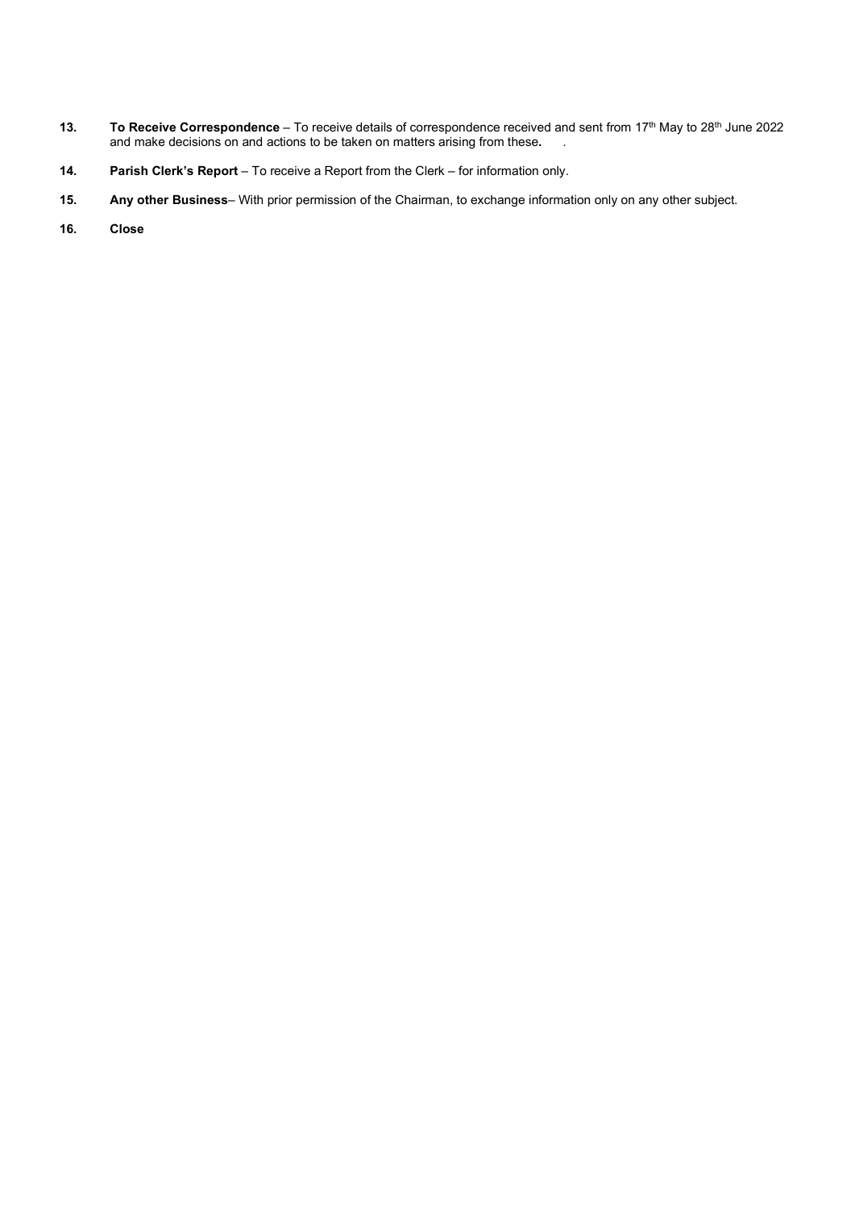13. **To Receive Correspondence** – To receive details of correspondence received and sent from 17th May to 28th June 2022 and make decisions on and actions to be taken on matters arising from these**.** .

14. **Parish Clerk's Report** – To receive a Report from the Clerk – for information only.

15. **Any other Business**– With prior permission of the Chairman, to exchange information only on any other subject.

16. **Close**